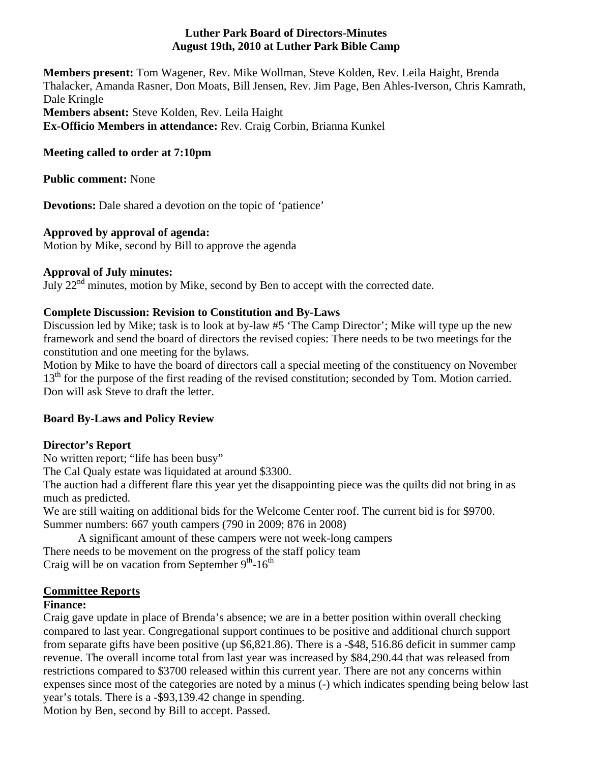**Luther Park Board of Directors-Minutes**
**August 19th, 2010 at Luther Park Bible Camp**

**Members present:** Tom Wagener, Rev. Mike Wollman, Steve Kolden, Rev. Leila Haight, Brenda Thalacker, Amanda Rasner, Don Moats, Bill Jensen, Rev. Jim Page, Ben Ahles-Iverson, Chris Kamrath, Dale Kringle
**Members absent:** Steve Kolden, Rev. Leila Haight
**Ex-Officio Members in attendance:** Rev. Craig Corbin, Brianna Kunkel

**Meeting called to order at 7:10pm**

**Public comment:** None

**Devotions:** Dale shared a devotion on the topic of 'patience'

**Approved by approval of agenda:**
Motion by Mike, second by Bill to approve the agenda

**Approval of July minutes:**
July 22nd minutes, motion by Mike, second by Ben to accept with the corrected date.

**Complete Discussion: Revision to Constitution and By-Laws**
Discussion led by Mike; task is to look at by-law #5 'The Camp Director'; Mike will type up the new framework and send the board of directors the revised copies: There needs to be two meetings for the constitution and one meeting for the bylaws.
Motion by Mike to have the board of directors call a special meeting of the constituency on November 13th for the purpose of the first reading of the revised constitution; seconded by Tom. Motion carried. Don will ask Steve to draft the letter.

**Board By-Laws and Policy Review**

**Director's Report**
No written report; "life has been busy"
The Cal Qualy estate was liquidated at around $3300.
The auction had a different flare this year yet the disappointing piece was the quilts did not bring in as much as predicted.
We are still waiting on additional bids for the Welcome Center roof. The current bid is for $9700.
Summer numbers: 667 youth campers (790 in 2009; 876 in 2008)
    A significant amount of these campers were not week-long campers
There needs to be movement on the progress of the staff policy team
Craig will be on vacation from September 9th-16th

**Committee Reports**
**Finance:**
Craig gave update in place of Brenda's absence; we are in a better position within overall checking compared to last year. Congregational support continues to be positive and additional church support from separate gifts have been positive (up $6,821.86). There is a -$48, 516.86 deficit in summer camp revenue. The overall income total from last year was increased by $84,290.44 that was released from restrictions compared to $3700 released within this current year. There are not any concerns within expenses since most of the categories are noted by a minus (-) which indicates spending being below last year's totals. There is a -$93,139.42 change in spending.
Motion by Ben, second by Bill to accept. Passed.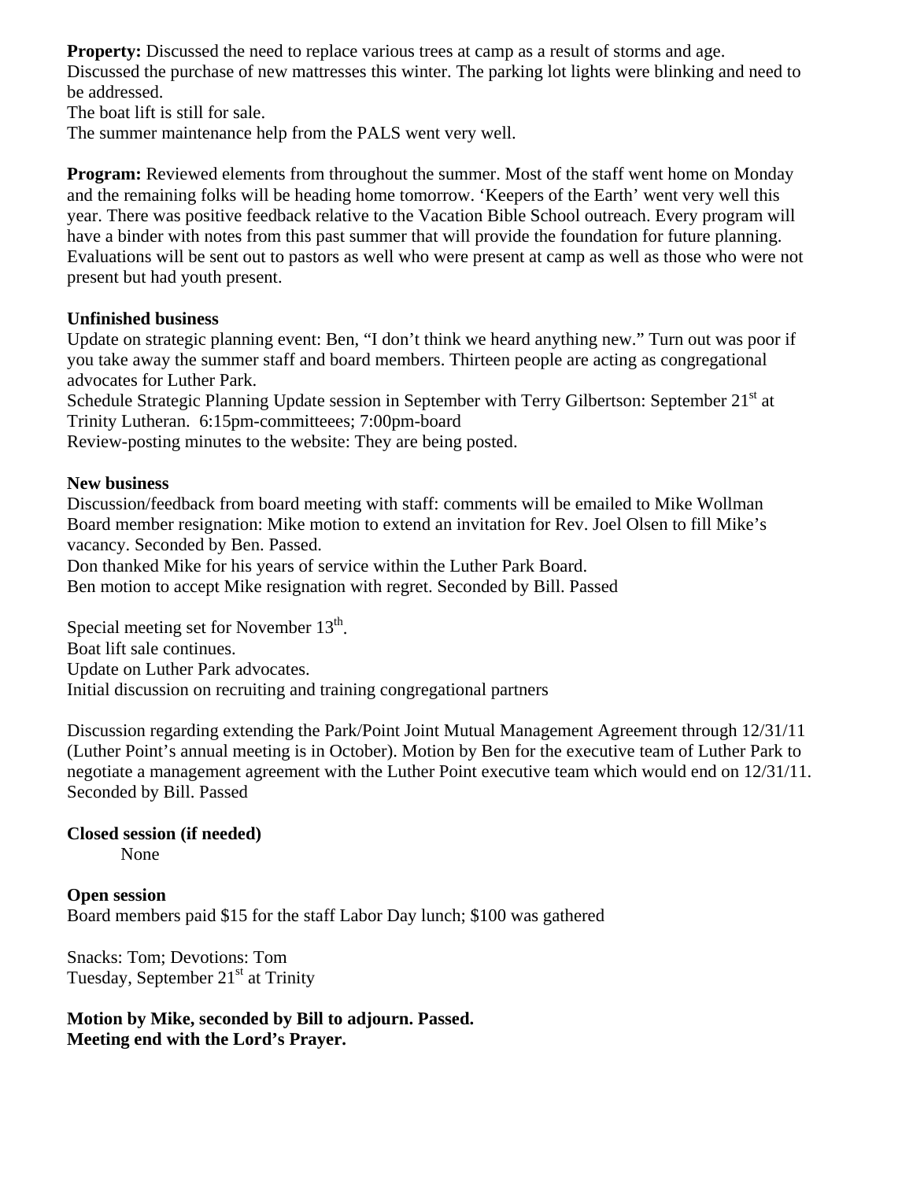**Property:** Discussed the need to replace various trees at camp as a result of storms and age. Discussed the purchase of new mattresses this winter. The parking lot lights were blinking and need to be addressed.
The boat lift is still for sale.
The summer maintenance help from the PALS went very well.

**Program:** Reviewed elements from throughout the summer. Most of the staff went home on Monday and the remaining folks will be heading home tomorrow. 'Keepers of the Earth' went very well this year. There was positive feedback relative to the Vacation Bible School outreach. Every program will have a binder with notes from this past summer that will provide the foundation for future planning. Evaluations will be sent out to pastors as well who were present at camp as well as those who were not present but had youth present.

**Unfinished business**
Update on strategic planning event: Ben, "I don't think we heard anything new." Turn out was poor if you take away the summer staff and board members. Thirteen people are acting as congregational advocates for Luther Park.
Schedule Strategic Planning Update session in September with Terry Gilbertson: September 21st at Trinity Lutheran. 6:15pm-committeees; 7:00pm-board
Review-posting minutes to the website: They are being posted.

**New business**
Discussion/feedback from board meeting with staff: comments will be emailed to Mike Wollman
Board member resignation: Mike motion to extend an invitation for Rev. Joel Olsen to fill Mike's vacancy. Seconded by Ben. Passed.
Don thanked Mike for his years of service within the Luther Park Board.
Ben motion to accept Mike resignation with regret. Seconded by Bill. Passed

Special meeting set for November 13th.
Boat lift sale continues.
Update on Luther Park advocates.
Initial discussion on recruiting and training congregational partners

Discussion regarding extending the Park/Point Joint Mutual Management Agreement through 12/31/11 (Luther Point's annual meeting is in October). Motion by Ben for the executive team of Luther Park to negotiate a management agreement with the Luther Point executive team which would end on 12/31/11. Seconded by Bill. Passed

**Closed session (if needed)**
None

**Open session**
Board members paid $15 for the staff Labor Day lunch; $100 was gathered

Snacks: Tom; Devotions: Tom
Tuesday, September 21st at Trinity

**Motion by Mike, seconded by Bill to adjourn. Passed.**
**Meeting end with the Lord's Prayer.**